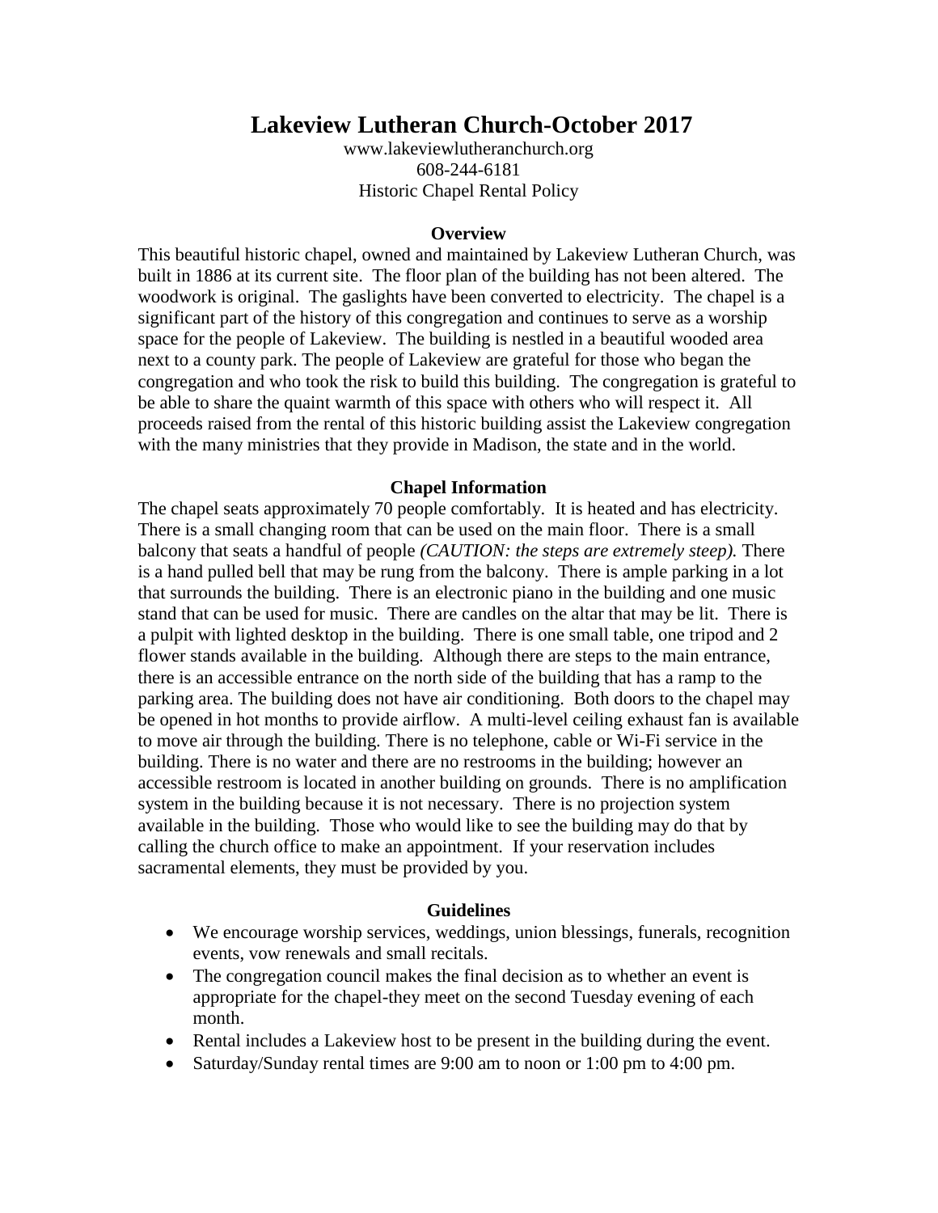# Lakeview Lutheran Church-October 2017

www.lakeviewlutheranchurch.org
608-244-6181
Historic Chapel Rental Policy

## Overview

This beautiful historic chapel, owned and maintained by Lakeview Lutheran Church, was built in 1886 at its current site. The floor plan of the building has not been altered. The woodwork is original. The gaslights have been converted to electricity. The chapel is a significant part of the history of this congregation and continues to serve as a worship space for the people of Lakeview. The building is nestled in a beautiful wooded area next to a county park. The people of Lakeview are grateful for those who began the congregation and who took the risk to build this building. The congregation is grateful to be able to share the quaint warmth of this space with others who will respect it. All proceeds raised from the rental of this historic building assist the Lakeview congregation with the many ministries that they provide in Madison, the state and in the world.

## Chapel Information

The chapel seats approximately 70 people comfortably. It is heated and has electricity. There is a small changing room that can be used on the main floor. There is a small balcony that seats a handful of people *(CAUTION: the steps are extremely steep).* There is a hand pulled bell that may be rung from the balcony. There is ample parking in a lot that surrounds the building. There is an electronic piano in the building and one music stand that can be used for music. There are candles on the altar that may be lit. There is a pulpit with lighted desktop in the building. There is one small table, one tripod and 2 flower stands available in the building. Although there are steps to the main entrance, there is an accessible entrance on the north side of the building that has a ramp to the parking area. The building does not have air conditioning. Both doors to the chapel may be opened in hot months to provide airflow. A multi-level ceiling exhaust fan is available to move air through the building. There is no telephone, cable or Wi-Fi service in the building. There is no water and there are no restrooms in the building; however an accessible restroom is located in another building on grounds. There is no amplification system in the building because it is not necessary. There is no projection system available in the building. Those who would like to see the building may do that by calling the church office to make an appointment. If your reservation includes sacramental elements, they must be provided by you.

## Guidelines

- We encourage worship services, weddings, union blessings, funerals, recognition events, vow renewals and small recitals.
- The congregation council makes the final decision as to whether an event is appropriate for the chapel-they meet on the second Tuesday evening of each month.
- Rental includes a Lakeview host to be present in the building during the event.
- Saturday/Sunday rental times are 9:00 am to noon or 1:00 pm to 4:00 pm.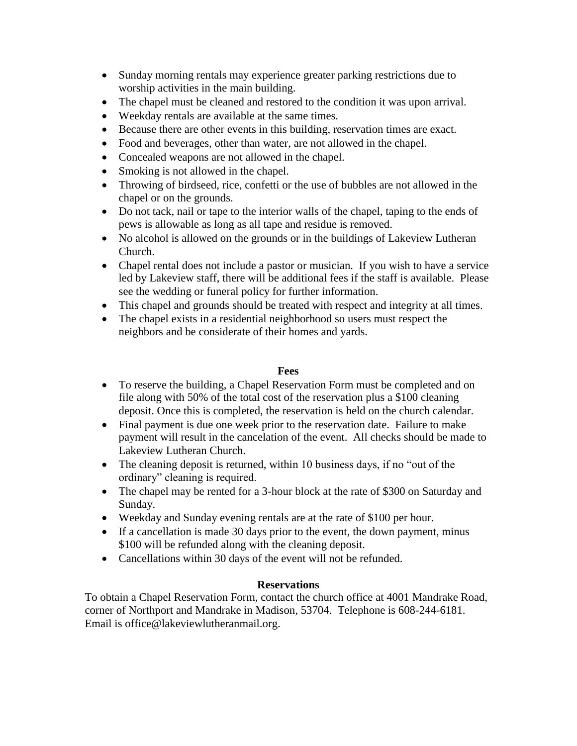- Sunday morning rentals may experience greater parking restrictions due to worship activities in the main building.
- The chapel must be cleaned and restored to the condition it was upon arrival.
- Weekday rentals are available at the same times.
- Because there are other events in this building, reservation times are exact.
- Food and beverages, other than water, are not allowed in the chapel.
- Concealed weapons are not allowed in the chapel.
- Smoking is not allowed in the chapel.
- Throwing of birdseed, rice, confetti or the use of bubbles are not allowed in the chapel or on the grounds.
- Do not tack, nail or tape to the interior walls of the chapel, taping to the ends of pews is allowable as long as all tape and residue is removed.
- No alcohol is allowed on the grounds or in the buildings of Lakeview Lutheran Church.
- Chapel rental does not include a pastor or musician. If you wish to have a service led by Lakeview staff, there will be additional fees if the staff is available. Please see the wedding or funeral policy for further information.
- This chapel and grounds should be treated with respect and integrity at all times.
- The chapel exists in a residential neighborhood so users must respect the neighbors and be considerate of their homes and yards.

**Fees**

- To reserve the building, a Chapel Reservation Form must be completed and on file along with 50% of the total cost of the reservation plus a $100 cleaning deposit. Once this is completed, the reservation is held on the church calendar.
- Final payment is due one week prior to the reservation date. Failure to make payment will result in the cancelation of the event. All checks should be made to Lakeview Lutheran Church.
- The cleaning deposit is returned, within 10 business days, if no "out of the ordinary" cleaning is required.
- The chapel may be rented for a 3-hour block at the rate of $300 on Saturday and Sunday.
- Weekday and Sunday evening rentals are at the rate of $100 per hour.
- If a cancellation is made 30 days prior to the event, the down payment, minus $100 will be refunded along with the cleaning deposit.
- Cancellations within 30 days of the event will not be refunded.

**Reservations**

To obtain a Chapel Reservation Form, contact the church office at 4001 Mandrake Road, corner of Northport and Mandrake in Madison, 53704. Telephone is 608-244-6181. Email is office@lakeviewlutheranmail.org.